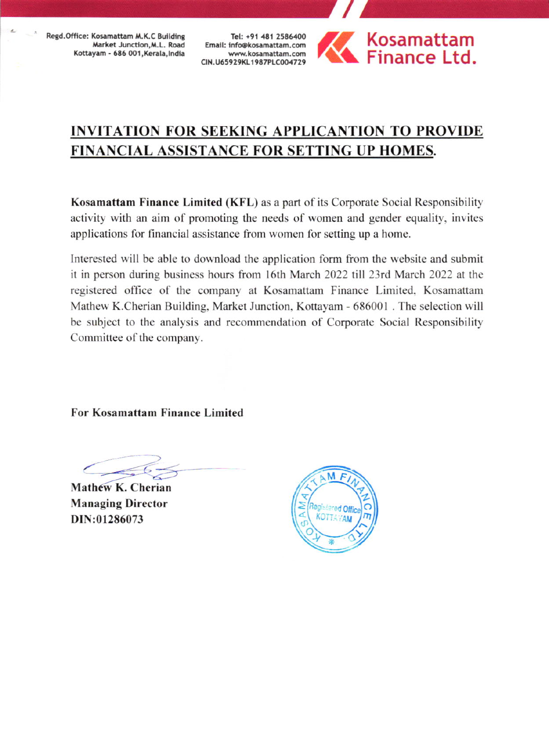Regd.Office: Kosamattam M.K.C Building
Market Junction,M.L. Road
Kottayam - 686 001,Kerala,India

Tel: +91 481 2586400
Email: info@kosamattam.com
www.kosamattam.com
CIN.U65929KL1987PLC004729

Kosamattam Finance Ltd.

## INVITATION FOR SEEKING APPLICANTION TO PROVIDE FINANCIAL ASSISTANCE FOR SETTING UP HOMES.

**Kosamattam Finance Limited (KFL)** as a part of its Corporate Social Responsibility activity with an aim of promoting the needs of women and gender equality, invites applications for financial assistance from women for setting up a home.

Interested will be able to download the application form from the website and submit it in person during business hours from 16th March 2022 till 23rd March 2022 at the registered office of the company at Kosamattam Finance Limited, Kosamattam Mathew K.Cherian Building, Market Junction, Kottayam - 686001 . The selection will be subject to the analysis and recommendation of Corporate Social Responsibility Committee of the company.

**For Kosamattam Finance Limited**

**Mathew K. Cherian**
**Managing Director**
**DIN:01286073**

KOSAMATTAM FINANCE LTD. Registered Office KOTTAYAM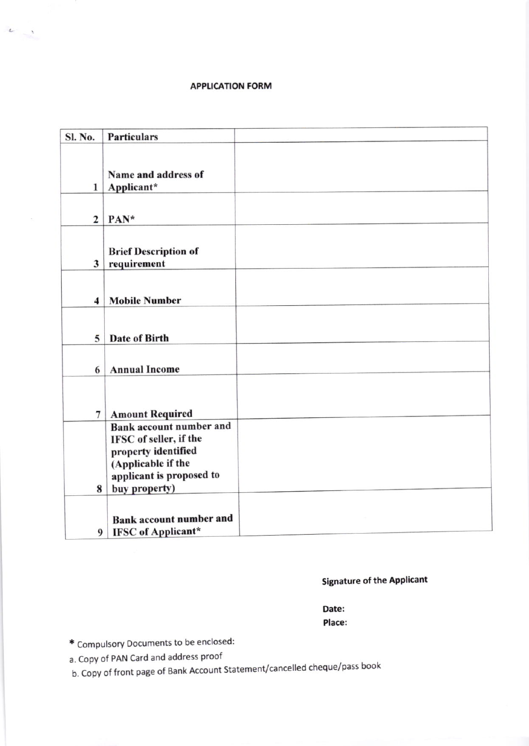# APPLICATION FORM

| Sl. No. | Particulars | |
|---|---|---|
| 1 | Name and address of Applicant* | |
| 2 | PAN* | |
| 3 | Brief Description of requirement | |
| 4 | Mobile Number | |
| 5 | Date of Birth | |
| 6 | Annual Income | |
| 7 | Amount Required | |
| 8 | Bank account number and IFSC of seller, if the property identified (Applicable if the applicant is proposed to buy property) | |
| 9 | Bank account number and IFSC of Applicant* | |

**Signature of the Applicant**

**Date:**

**Place:**

* Compulsory Documents to be enclosed:

a. Copy of PAN Card and address proof

b. Copy of front page of Bank Account Statement/cancelled cheque/pass book